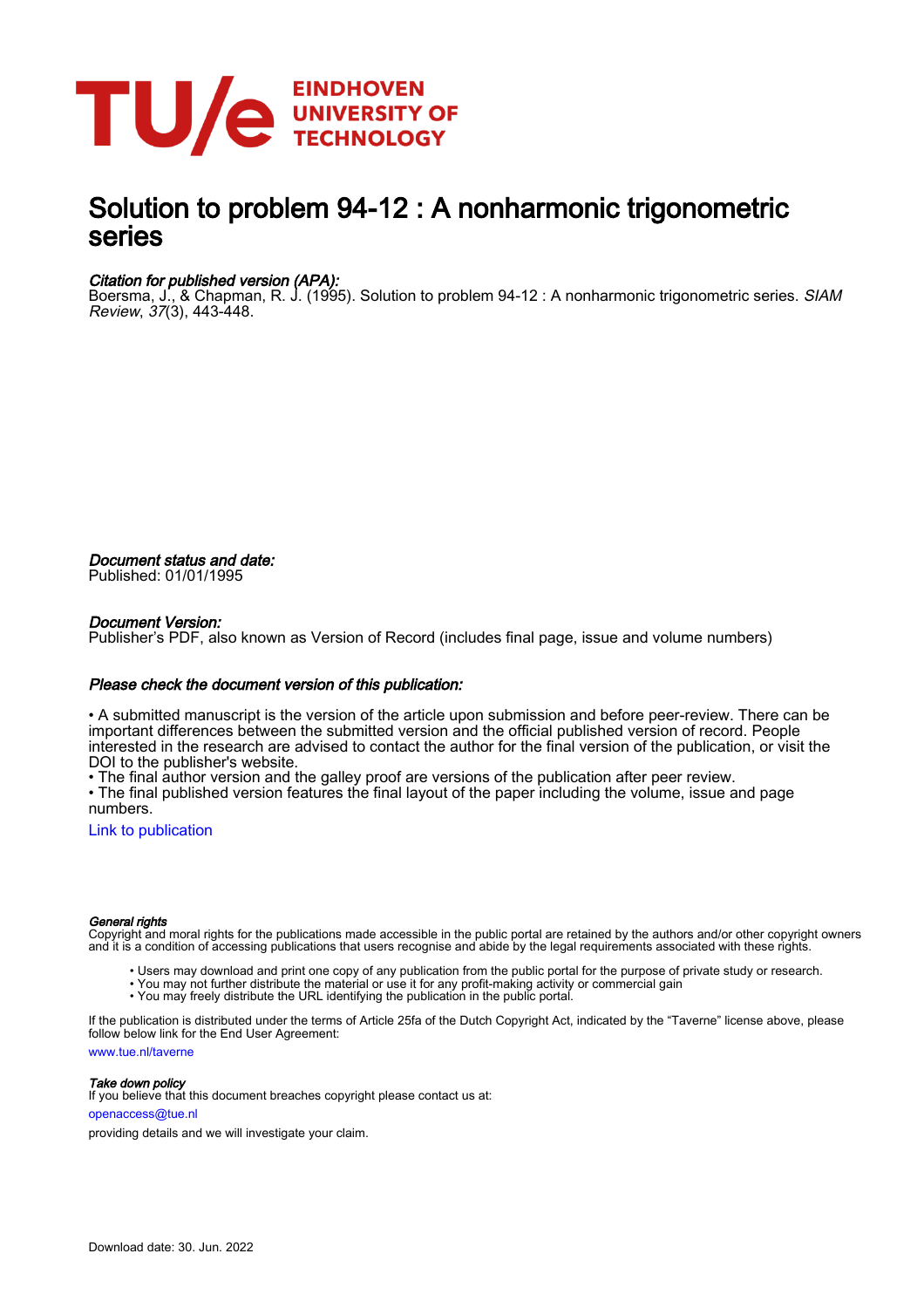# Solution to problem 94-12 : A nonharmonic trigonometric series

*Citation for published version (APA):*
Boersma, J., & Chapman, R. J. (1995). Solution to problem 94-12 : A nonharmonic trigonometric series. *SIAM Review*, *37*(3), 443-448.

*Document status and date:*
Published: 01/01/1995

*Document Version:*
Publisher's PDF, also known as Version of Record (includes final page, issue and volume numbers)

*Please check the document version of this publication:*

• A submitted manuscript is the version of the article upon submission and before peer-review. There can be important differences between the submitted version and the official published version of record. People interested in the research are advised to contact the author for the final version of the publication, or visit the DOI to the publisher's website.
• The final author version and the galley proof are versions of the publication after peer review.
• The final published version features the final layout of the paper including the volume, issue and page numbers.

Link to publication

*General rights*
Copyright and moral rights for the publications made accessible in the public portal are retained by the authors and/or other copyright owners and it is a condition of accessing publications that users recognise and abide by the legal requirements associated with these rights.

- Users may download and print one copy of any publication from the public portal for the purpose of private study or research.
- You may not further distribute the material or use it for any profit-making activity or commercial gain
- You may freely distribute the URL identifying the publication in the public portal.

If the publication is distributed under the terms of Article 25fa of the Dutch Copyright Act, indicated by the "Taverne" license above, please follow below link for the End User Agreement:

www.tue.nl/taverne

*Take down policy*
If you believe that this document breaches copyright please contact us at:

openaccess@tue.nl

providing details and we will investigate your claim.

Download date: 30. Jun. 2022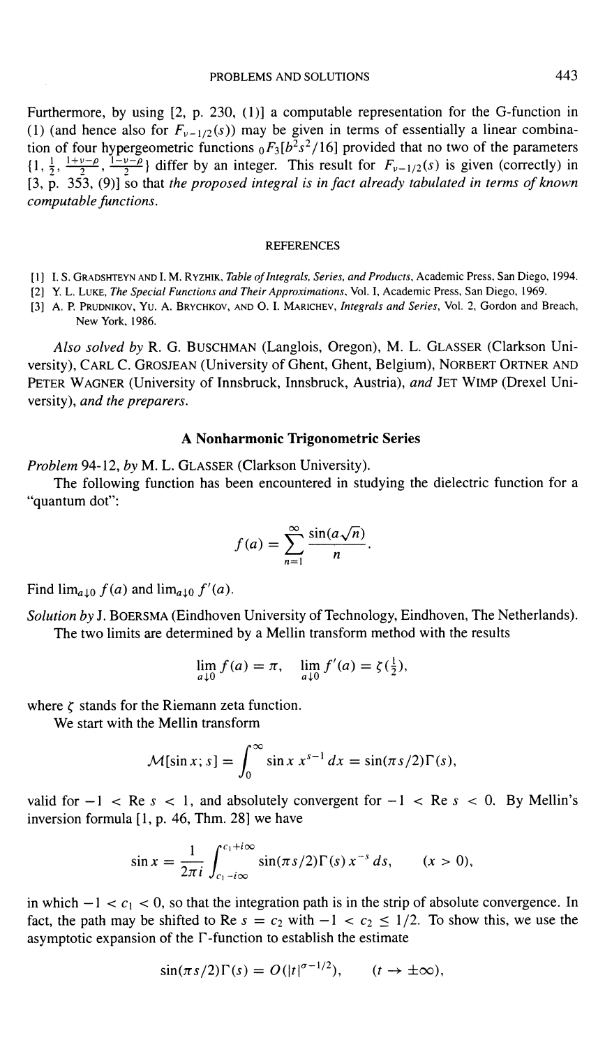Furthermore, by using [2, p. 230, (1)] a computable representation for the G-function in (1) (and hence also for $F_{\nu-1/2}(s)$) may be given in terms of essentially a linear combination of four hypergeometric functions ${}_0F_3[b^2s^2/16]$ provided that no two of the parameters $\{1, \frac{1}{2}, \frac{1+\nu-\rho}{2}, \frac{1-\nu-\rho}{2}\}$ differ by an integer. This result for $F_{\nu-1/2}(s)$ is given (correctly) in [3, p. 353, (9)] so that *the proposed integral is in fact already tabulated in terms of known computable functions.*

### REFERENCES

[1] I. S. Gradshteyn and I. M. Ryzhik, *Table of Integrals, Series, and Products*, Academic Press, San Diego, 1994.

[2] Y. L. Luke, *The Special Functions and Their Approximations*, Vol. I, Academic Press, San Diego, 1969.

[3] A. P. Prudnikov, Yu. A. Brychkov, and O. I. Marichev, *Integrals and Series*, Vol. 2, Gordon and Breach, New York, 1986.

*Also solved by* R. G. Buschman (Langlois, Oregon), M. L. Glasser (Clarkson University), Carl C. Grosjean (University of Ghent, Ghent, Belgium), Norbert Ortner and Peter Wagner (University of Innsbruck, Innsbruck, Austria), *and* Jet Wimp (Drexel University), *and the preparers.*

## A Nonharmonic Trigonometric Series

*Problem* 94-12, *by* M. L. Glasser (Clarkson University).

The following function has been encountered in studying the dielectric function for a "quantum dot":

$$f(a) = \sum_{n=1}^{\infty} \frac{\sin(a\sqrt{n})}{n}.$$

Find $\lim_{a\downarrow 0} f(a)$ and $\lim_{a\downarrow 0} f'(a)$.

*Solution by* J. Boersma (Eindhoven University of Technology, Eindhoven, The Netherlands).

The two limits are determined by a Mellin transform method with the results

$$\lim_{a\downarrow 0} f(a) = \pi, \quad \lim_{a\downarrow 0} f'(a) = \zeta(\tfrac{1}{2}),$$

where $\zeta$ stands for the Riemann zeta function.

We start with the Mellin transform

$$\mathcal{M}[\sin x; s] = \int_0^{\infty} \sin x \, x^{s-1}\, dx = \sin(\pi s/2)\Gamma(s),$$

valid for $-1 < \text{Re } s < 1$, and absolutely convergent for $-1 < \text{Re } s < 0$. By Mellin's inversion formula [1, p. 46, Thm. 28] we have

$$\sin x = \frac{1}{2\pi i}\int_{c_1 - i\infty}^{c_1 + i\infty} \sin(\pi s/2)\Gamma(s)\, x^{-s}\, ds, \qquad (x > 0),$$

in which $-1 < c_1 < 0$, so that the integration path is in the strip of absolute convergence. In fact, the path may be shifted to $\text{Re } s = c_2$ with $-1 < c_2 \le 1/2$. To show this, we use the asymptotic expansion of the $\Gamma$-function to establish the estimate

$$\sin(\pi s/2)\Gamma(s) = O(|t|^{\sigma - 1/2}), \qquad (t \to \pm\infty),$$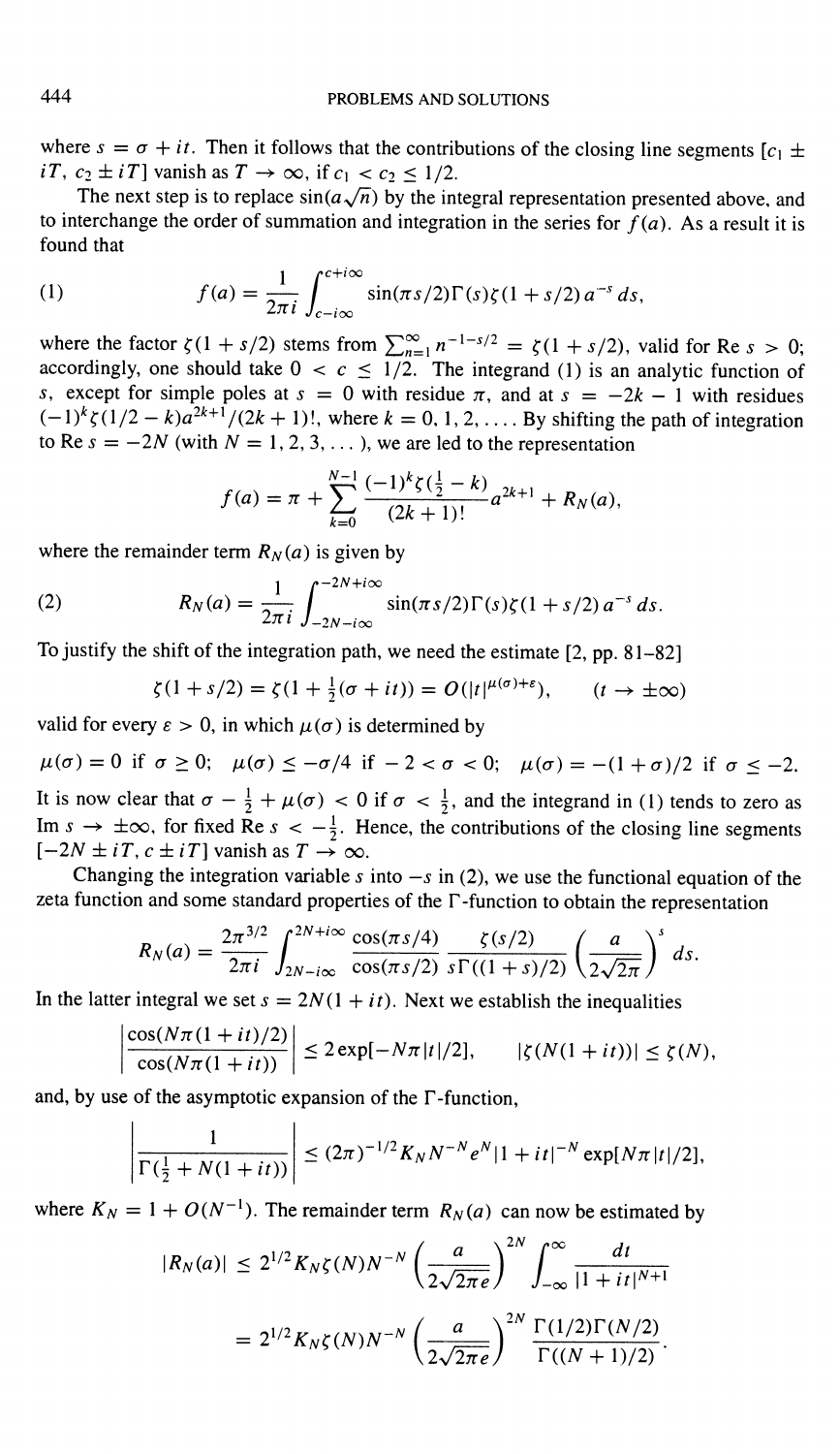where $s = \sigma + it$. Then it follows that the contributions of the closing line segments $[c_1 \pm iT, c_2 \pm iT]$ vanish as $T \to \infty$, if $c_1 < c_2 \leq 1/2$.

The next step is to replace $\sin(a\sqrt{n})$ by the integral representation presented above, and to interchange the order of summation and integration in the series for $f(a)$. As a result it is found that

$$(1) \qquad f(a) = \frac{1}{2\pi i} \int_{c-i\infty}^{c+i\infty} \sin(\pi s/2)\Gamma(s)\zeta(1 + s/2)\, a^{-s}\, ds,$$

where the factor $\zeta(1 + s/2)$ stems from $\sum_{n=1}^{\infty} n^{-1-s/2} = \zeta(1 + s/2)$, valid for $\operatorname{Re} s > 0$; accordingly, one should take $0 < c \leq 1/2$. The integrand (1) is an analytic function of $s$, except for simple poles at $s = 0$ with residue $\pi$, and at $s = -2k - 1$ with residues $(-1)^k \zeta(1/2 - k) a^{2k+1}/(2k + 1)!$, where $k = 0, 1, 2, \ldots$. By shifting the path of integration to $\operatorname{Re} s = -2N$ (with $N = 1, 2, 3, \ldots$), we are led to the representation

$$f(a) = \pi + \sum_{k=0}^{N-1} \frac{(-1)^k \zeta(\frac{1}{2} - k)}{(2k + 1)!} a^{2k+1} + R_N(a),$$

where the remainder term $R_N(a)$ is given by

$$(2) \qquad R_N(a) = \frac{1}{2\pi i} \int_{-2N-i\infty}^{-2N+i\infty} \sin(\pi s/2)\Gamma(s)\zeta(1 + s/2)\, a^{-s}\, ds.$$

To justify the shift of the integration path, we need the estimate [2, pp. 81–82]

$$\zeta(1 + s/2) = \zeta(1 + \tfrac{1}{2}(\sigma + it)) = O(|t|^{\mu(\sigma)+\varepsilon}), \qquad (t \to \pm\infty)$$

valid for every $\varepsilon > 0$, in which $\mu(\sigma)$ is determined by

$$\mu(\sigma) = 0 \text{ if } \sigma \geq 0; \quad \mu(\sigma) \leq -\sigma/4 \text{ if } -2 < \sigma < 0; \quad \mu(\sigma) = -(1 + \sigma)/2 \text{ if } \sigma \leq -2.$$

It is now clear that $\sigma - \frac{1}{2} + \mu(\sigma) < 0$ if $\sigma < \frac{1}{2}$, and the integrand in (1) tends to zero as $\operatorname{Im} s \to \pm\infty$, for fixed $\operatorname{Re} s < -\frac{1}{2}$. Hence, the contributions of the closing line segments $[-2N \pm iT, c \pm iT]$ vanish as $T \to \infty$.

Changing the integration variable $s$ into $-s$ in (2), we use the functional equation of the zeta function and some standard properties of the $\Gamma$-function to obtain the representation

$$R_N(a) = \frac{2\pi^{3/2}}{2\pi i} \int_{2N-i\infty}^{2N+i\infty} \frac{\cos(\pi s/4)}{\cos(\pi s/2)} \frac{\zeta(s/2)}{s\Gamma((1 + s)/2)} \left(\frac{a}{2\sqrt{2\pi}}\right)^s ds.$$

In the latter integral we set $s = 2N(1 + it)$. Next we establish the inequalities

$$\left|\frac{\cos(N\pi(1 + it)/2)}{\cos(N\pi(1 + it))}\right| \leq 2\exp[-N\pi|t|/2], \qquad |\zeta(N(1 + it))| \leq \zeta(N),$$

and, by use of the asymptotic expansion of the $\Gamma$-function,

$$\left|\frac{1}{\Gamma(\frac{1}{2} + N(1 + it))}\right| \leq (2\pi)^{-1/2} K_N N^{-N} e^N |1 + it|^{-N} \exp[N\pi|t|/2],$$

where $K_N = 1 + O(N^{-1})$. The remainder term $R_N(a)$ can now be estimated by

$$|R_N(a)| \leq 2^{1/2} K_N \zeta(N) N^{-N} \left(\frac{a}{2\sqrt{2\pi e}}\right)^{2N} \int_{-\infty}^{\infty} \frac{dt}{|1 + it|^{N+1}}$$

$$= 2^{1/2} K_N \zeta(N) N^{-N} \left(\frac{a}{2\sqrt{2\pi e}}\right)^{2N} \frac{\Gamma(1/2)\Gamma(N/2)}{\Gamma((N + 1)/2)}.$$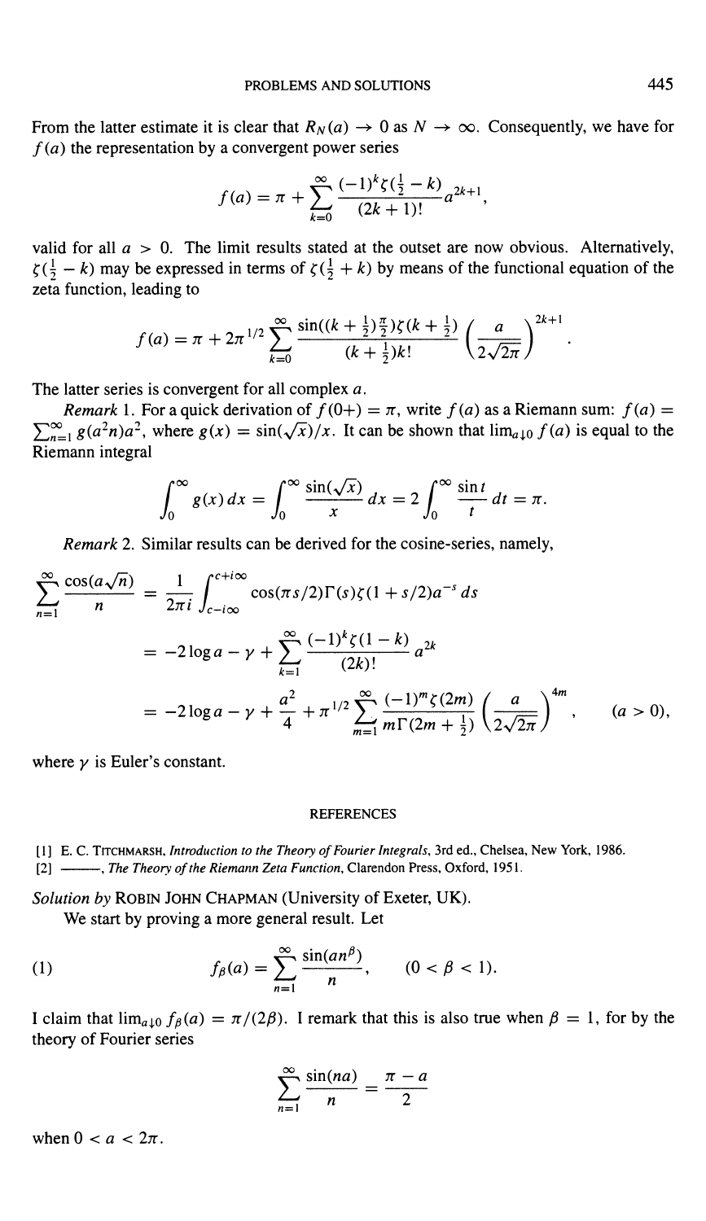From the latter estimate it is clear that $R_N(a) \to 0$ as $N \to \infty$. Consequently, we have for $f(a)$ the representation by a convergent power series

$$f(a) = \pi + \sum_{k=0}^{\infty} \frac{(-1)^k \zeta(\frac{1}{2} - k)}{(2k+1)!} a^{2k+1},$$

valid for all $a > 0$. The limit results stated at the outset are now obvious. Alternatively, $\zeta(\frac{1}{2} - k)$ may be expressed in terms of $\zeta(\frac{1}{2} + k)$ by means of the functional equation of the zeta function, leading to

$$f(a) = \pi + 2\pi^{1/2} \sum_{k=0}^{\infty} \frac{\sin((k + \frac{1}{2})\frac{\pi}{2})\zeta(k + \frac{1}{2})}{(k + \frac{1}{2})k!} \left(\frac{a}{2\sqrt{2\pi}}\right)^{2k+1}.$$

The latter series is convergent for all complex $a$.

*Remark* 1. For a quick derivation of $f(0+) = \pi$, write $f(a)$ as a Riemann sum: $f(a) = \sum_{n=1}^{\infty} g(a^2 n) a^2$, where $g(x) = \sin(\sqrt{x})/x$. It can be shown that $\lim_{a \downarrow 0} f(a)$ is equal to the Riemann integral

$$\int_0^\infty g(x)\, dx = \int_0^\infty \frac{\sin(\sqrt{x})}{x}\, dx = 2 \int_0^\infty \frac{\sin t}{t}\, dt = \pi.$$

*Remark* 2. Similar results can be derived for the cosine-series, namely,

$$\begin{aligned}
\sum_{n=1}^{\infty} \frac{\cos(a\sqrt{n})}{n} &= \frac{1}{2\pi i} \int_{c-i\infty}^{c+i\infty} \cos(\pi s/2)\Gamma(s)\zeta(1 + s/2) a^{-s}\, ds \\
&= -2\log a - \gamma + \sum_{k=1}^{\infty} \frac{(-1)^k \zeta(1-k)}{(2k)!} a^{2k} \\
&= -2\log a - \gamma + \frac{a^2}{4} + \pi^{1/2} \sum_{m=1}^{\infty} \frac{(-1)^m \zeta(2m)}{m\Gamma(2m + \frac{1}{2})} \left(\frac{a}{2\sqrt{2\pi}}\right)^{4m}, \qquad (a > 0),
\end{aligned}$$

where $\gamma$ is Euler's constant.

## REFERENCES

[1] E. C. Titchmarsh, *Introduction to the Theory of Fourier Integrals*, 3rd ed., Chelsea, New York, 1986.

[2] ———, *The Theory of the Riemann Zeta Function*, Clarendon Press, Oxford, 1951.

*Solution by* Robin John Chapman (University of Exeter, UK).

We start by proving a more general result. Let

$$f_\beta(a) = \sum_{n=1}^{\infty} \frac{\sin(an^\beta)}{n}, \qquad (0 < \beta < 1). \tag{1}$$

I claim that $\lim_{a \downarrow 0} f_\beta(a) = \pi/(2\beta)$. I remark that this is also true when $\beta = 1$, for by the theory of Fourier series

$$\sum_{n=1}^{\infty} \frac{\sin(na)}{n} = \frac{\pi - a}{2}$$

when $0 < a < 2\pi$.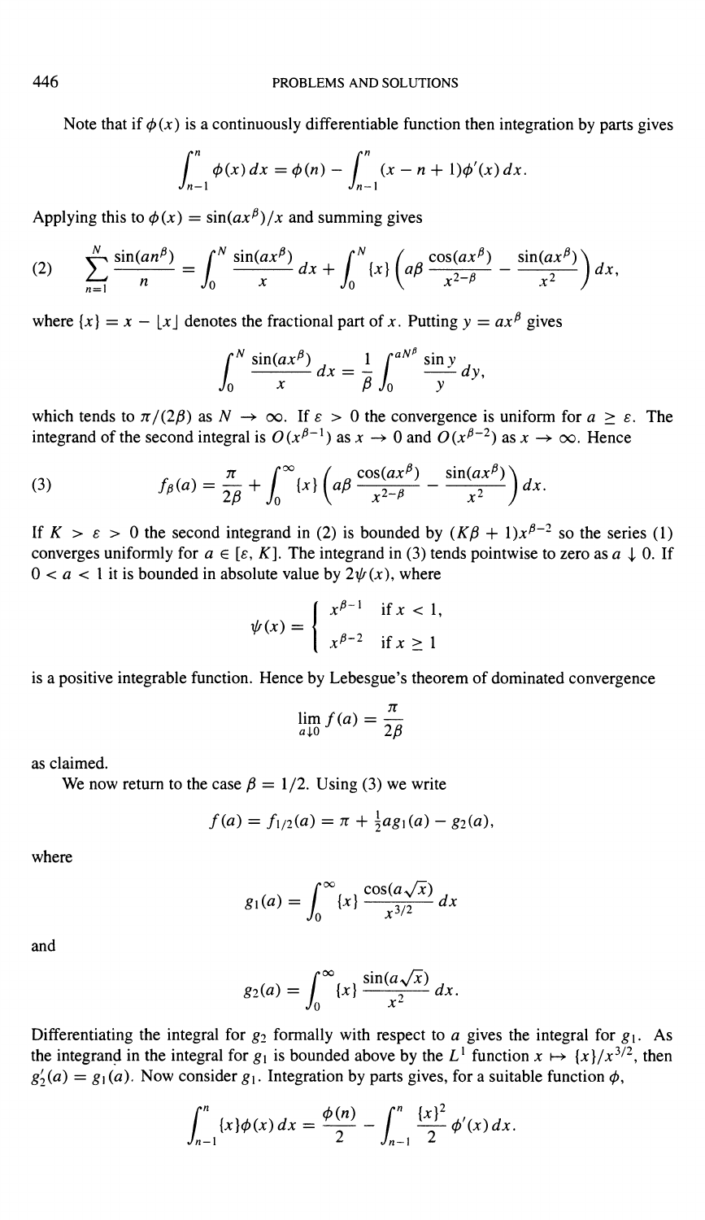Note that if $\phi(x)$ is a continuously differentiable function then integration by parts gives

$$\int_{n-1}^{n} \phi(x)\,dx = \phi(n) - \int_{n-1}^{n} (x - n + 1)\phi'(x)\,dx.$$

Applying this to $\phi(x) = \sin(ax^\beta)/x$ and summing gives

$$\sum_{n=1}^{N} \frac{\sin(an^\beta)}{n} = \int_0^N \frac{\sin(ax^\beta)}{x}\,dx + \int_0^N \{x\}\left(a\beta\frac{\cos(ax^\beta)}{x^{2-\beta}} - \frac{\sin(ax^\beta)}{x^2}\right)dx, \tag{2}$$

where $\{x\} = x - \lfloor x \rfloor$ denotes the fractional part of $x$. Putting $y = ax^\beta$ gives

$$\int_0^N \frac{\sin(ax^\beta)}{x}\,dx = \frac{1}{\beta}\int_0^{aN^\beta} \frac{\sin y}{y}\,dy,$$

which tends to $\pi/(2\beta)$ as $N \to \infty$. If $\varepsilon > 0$ the convergence is uniform for $a \geq \varepsilon$. The integrand of the second integral is $O(x^{\beta-1})$ as $x \to 0$ and $O(x^{\beta-2})$ as $x \to \infty$. Hence

$$f_\beta(a) = \frac{\pi}{2\beta} + \int_0^\infty \{x\}\left(a\beta\frac{\cos(ax^\beta)}{x^{2-\beta}} - \frac{\sin(ax^\beta)}{x^2}\right)dx. \tag{3}$$

If $K > \varepsilon > 0$ the second integrand in (2) is bounded by $(K\beta + 1)x^{\beta-2}$ so the series (1) converges uniformly for $a \in [\varepsilon, K]$. The integrand in (3) tends pointwise to zero as $a \downarrow 0$. If $0 < a < 1$ it is bounded in absolute value by $2\psi(x)$, where

$$\psi(x) = \begin{cases} x^{\beta-1} & \text{if } x < 1, \\ x^{\beta-2} & \text{if } x \geq 1 \end{cases}$$

is a positive integrable function. Hence by Lebesgue's theorem of dominated convergence

$$\lim_{a\downarrow 0} f(a) = \frac{\pi}{2\beta}$$

as claimed.

We now return to the case $\beta = 1/2$. Using (3) we write

$$f(a) = f_{1/2}(a) = \pi + \tfrac{1}{2}ag_1(a) - g_2(a),$$

where

$$g_1(a) = \int_0^\infty \{x\}\frac{\cos(a\sqrt{x})}{x^{3/2}}\,dx$$

and

$$g_2(a) = \int_0^\infty \{x\}\frac{\sin(a\sqrt{x})}{x^2}\,dx.$$

Differentiating the integral for $g_2$ formally with respect to $a$ gives the integral for $g_1$. As the integrand in the integral for $g_1$ is bounded above by the $L^1$ function $x \mapsto \{x\}/x^{3/2}$, then $g_2'(a) = g_1(a)$. Now consider $g_1$. Integration by parts gives, for a suitable function $\phi$,

$$\int_{n-1}^{n} \{x\}\phi(x)\,dx = \frac{\phi(n)}{2} - \int_{n-1}^{n} \frac{\{x\}^2}{2}\phi'(x)\,dx.$$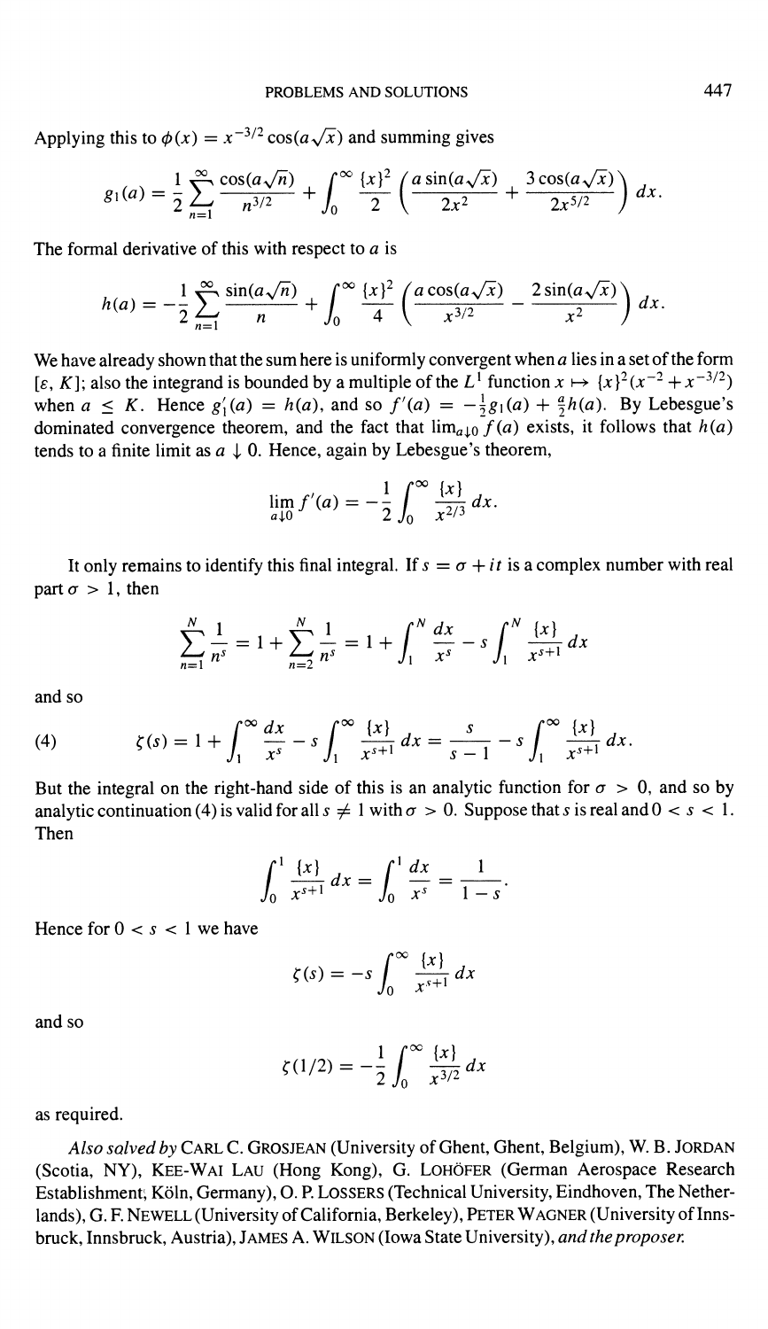Applying this to $\phi(x) = x^{-3/2}\cos(a\sqrt{x})$ and summing gives

$$g_1(a) = \frac{1}{2}\sum_{n=1}^{\infty}\frac{\cos(a\sqrt{n})}{n^{3/2}} + \int_0^{\infty}\frac{\{x\}^2}{2}\left(\frac{a\sin(a\sqrt{x})}{2x^2} + \frac{3\cos(a\sqrt{x})}{2x^{5/2}}\right)dx.$$

The formal derivative of this with respect to $a$ is

$$h(a) = -\frac{1}{2}\sum_{n=1}^{\infty}\frac{\sin(a\sqrt{n})}{n} + \int_0^{\infty}\frac{\{x\}^2}{4}\left(\frac{a\cos(a\sqrt{x})}{x^{3/2}} - \frac{2\sin(a\sqrt{x})}{x^2}\right)dx.$$

We have already shown that the sum here is uniformly convergent when $a$ lies in a set of the form $[\varepsilon, K]$; also the integrand is bounded by a multiple of the $L^1$ function $x \mapsto \{x\}^2(x^{-2} + x^{-3/2})$ when $a \leq K$. Hence $g_1'(a) = h(a)$, and so $f'(a) = -\frac{1}{2}g_1(a) + \frac{a}{2}h(a)$. By Lebesgue's dominated convergence theorem, and the fact that $\lim_{a\downarrow 0} f(a)$ exists, it follows that $h(a)$ tends to a finite limit as $a \downarrow 0$. Hence, again by Lebesgue's theorem,

$$\lim_{a\downarrow 0} f'(a) = -\frac{1}{2}\int_0^{\infty}\frac{\{x\}}{x^{2/3}}\,dx.$$

It only remains to identify this final integral. If $s = \sigma + it$ is a complex number with real part $\sigma > 1$, then

$$\sum_{n=1}^{N}\frac{1}{n^s} = 1 + \sum_{n=2}^{N}\frac{1}{n^s} = 1 + \int_1^N \frac{dx}{x^s} - s\int_1^N \frac{\{x\}}{x^{s+1}}\,dx$$

and so

$$\zeta(s) = 1 + \int_1^{\infty}\frac{dx}{x^s} - s\int_1^{\infty}\frac{\{x\}}{x^{s+1}}\,dx = \frac{s}{s-1} - s\int_1^{\infty}\frac{\{x\}}{x^{s+1}}\,dx. \tag{4}$$

But the integral on the right-hand side of this is an analytic function for $\sigma > 0$, and so by analytic continuation (4) is valid for all $s \neq 1$ with $\sigma > 0$. Suppose that $s$ is real and $0 < s < 1$. Then

$$\int_0^1 \frac{\{x\}}{x^{s+1}}\,dx = \int_0^1 \frac{dx}{x^s} = \frac{1}{1-s}.$$

Hence for $0 < s < 1$ we have

$$\zeta(s) = -s\int_0^{\infty}\frac{\{x\}}{x^{s+1}}\,dx$$

and so

$$\zeta(1/2) = -\frac{1}{2}\int_0^{\infty}\frac{\{x\}}{x^{3/2}}\,dx$$

as required.

*Also solved by* Carl C. Grosjean (University of Ghent, Ghent, Belgium), W. B. Jordan (Scotia, NY), Kee-Wai Lau (Hong Kong), G. Lohöfer (German Aerospace Research Establishment, Köln, Germany), O. P. Lossers (Technical University, Eindhoven, The Netherlands), G. F. Newell (University of California, Berkeley), Peter Wagner (University of Innsbruck, Innsbruck, Austria), James A. Wilson (Iowa State University), *and the proposer.*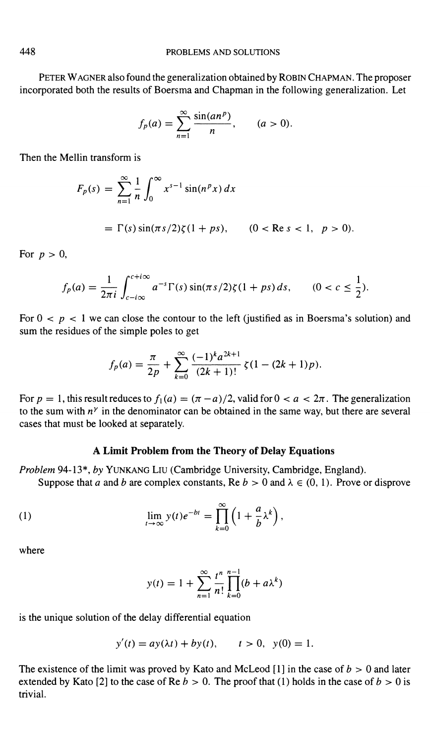PETER WAGNER also found the generalization obtained by ROBIN CHAPMAN. The proposer incorporated both the results of Boersma and Chapman in the following generalization. Let

$$f_p(a) = \sum_{n=1}^{\infty} \frac{\sin(an^p)}{n}, \qquad (a > 0).$$

Then the Mellin transform is

$$F_p(s) = \sum_{n=1}^{\infty} \frac{1}{n} \int_0^{\infty} x^{s-1} \sin(n^p x)\, dx$$

$$= \Gamma(s) \sin(\pi s/2) \zeta(1 + ps), \qquad (0 < \operatorname{Re} s < 1, \quad p > 0).$$

For $p > 0$,

$$f_p(a) = \frac{1}{2\pi i} \int_{c-i\infty}^{c+i\infty} a^{-s} \Gamma(s) \sin(\pi s/2) \zeta(1 + ps)\, ds, \qquad (0 < c \leq \tfrac{1}{2}).$$

For $0 < p < 1$ we can close the contour to the left (justified as in Boersma's solution) and sum the residues of the simple poles to get

$$f_p(a) = \frac{\pi}{2p} + \sum_{k=0}^{\infty} \frac{(-1)^k a^{2k+1}}{(2k+1)!} \zeta(1 - (2k+1)p).$$

For $p = 1$, this result reduces to $f_1(a) = (\pi - a)/2$, valid for $0 < a < 2\pi$. The generalization to the sum with $n^{\gamma}$ in the denominator can be obtained in the same way, but there are several cases that must be looked at separately.

## A Limit Problem from the Theory of Delay Equations

*Problem* 94-13\*, *by* YUNKANG LIU (Cambridge University, Cambridge, England).

Suppose that $a$ and $b$ are complex constants, $\operatorname{Re} b > 0$ and $\lambda \in (0, 1)$. Prove or disprove

$$\lim_{t \to \infty} y(t) e^{-bt} = \prod_{k=0}^{\infty} \left(1 + \frac{a}{b} \lambda^k\right), \tag{1}$$

where

$$y(t) = 1 + \sum_{n=1}^{\infty} \frac{t^n}{n!} \prod_{k=0}^{n-1} (b + a\lambda^k)$$

is the unique solution of the delay differential equation

$$y'(t) = ay(\lambda t) + by(t), \qquad t > 0, \quad y(0) = 1.$$

The existence of the limit was proved by Kato and McLeod [1] in the case of $b > 0$ and later extended by Kato [2] to the case of $\operatorname{Re} b > 0$. The proof that (1) holds in the case of $b > 0$ is trivial.